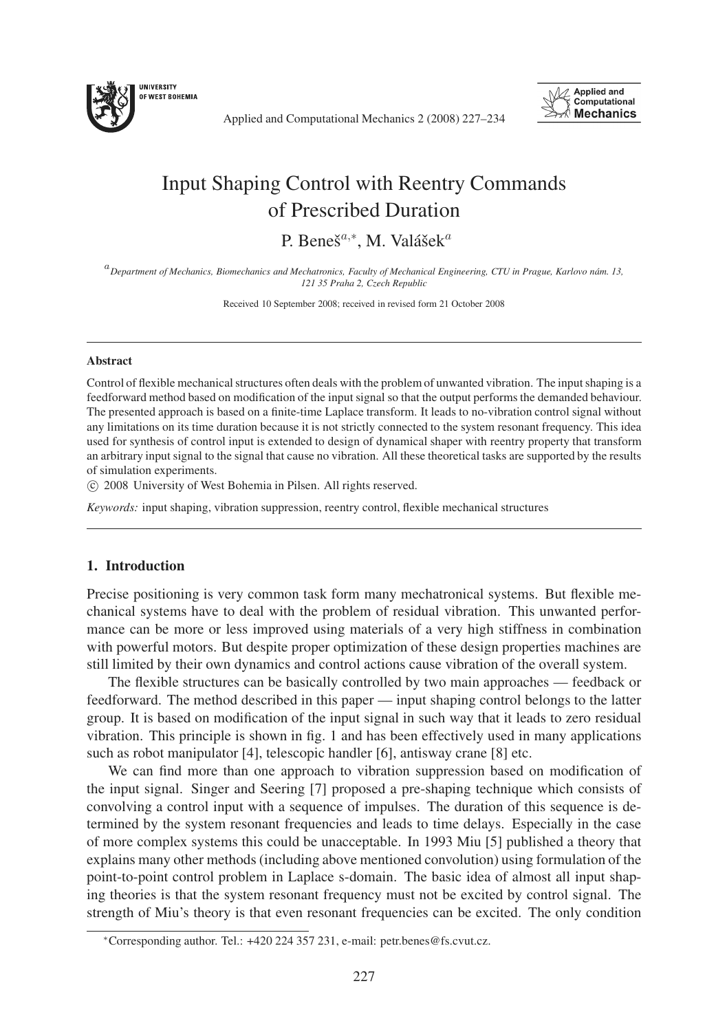#  Input Shaping Control with Reentry Commands of Prescribed Duration

P. Beneš[a,*], M. Valášek[a]

[a] *Department of Mechanics, Biomechanics and Mechatronics, Faculty of Mechanical Engineering, CTU in Prague, Karlovo nám. 13, 121 35 Praha 2, Czech Republic*

Received 10 September 2008; received in revised form 21 October 2008

---

**Abstract**

Control of flexible mechanical structures often deals with the problem of unwanted vibration. The input shaping is a feedforward method based on modification of the input signal so that the output performs the demanded behaviour. The presented approach is based on a finite-time Laplace transform. It leads to no-vibration control signal without any limitations on its time duration because it is not strictly connected to the system resonant frequency. This idea used for synthesis of control input is extended to design of dynamical shaper with reentry property that transform an arbitrary input signal to the signal that cause no vibration. All these theoretical tasks are supported by the results of simulation experiments.

© 2008 University of West Bohemia in Pilsen. All rights reserved.

*Keywords:* input shaping, vibration suppression, reentry control, flexible mechanical structures

---

## 1. Introduction

Precise positioning is very common task form many mechatronical systems. But flexible mechanical systems have to deal with the problem of residual vibration. This unwanted performance can be more or less improved using materials of a very high stiffness in combination with powerful motors. But despite proper optimization of these design properties machines are still limited by their own dynamics and control actions cause vibration of the overall system.

The flexible structures can be basically controlled by two main approaches — feedback or feedforward. The method described in this paper — input shaping control belongs to the latter group. It is based on modification of the input signal in such way that it leads to zero residual vibration. This principle is shown in fig. 1 and has been effectively used in many applications such as robot manipulator [4], telescopic handler [6], antisway crane [8] etc.

We can find more than one approach to vibration suppression based on modification of the input signal. Singer and Seering [7] proposed a pre-shaping technique which consists of convolving a control input with a sequence of impulses. The duration of this sequence is determined by the system resonant frequencies and leads to time delays. Especially in the case of more complex systems this could be unacceptable. In 1993 Miu [5] published a theory that explains many other methods (including above mentioned convolution) using formulation of the point-to-point control problem in Laplace s-domain. The basic idea of almost all input shaping theories is that the system resonant frequency must not be excited by control signal. The strength of Miu's theory is that even resonant frequencies can be excited. The only condition

---

*Corresponding author. Tel.: +420 224 357 231, e-mail: petr.benes@fs.cvut.cz.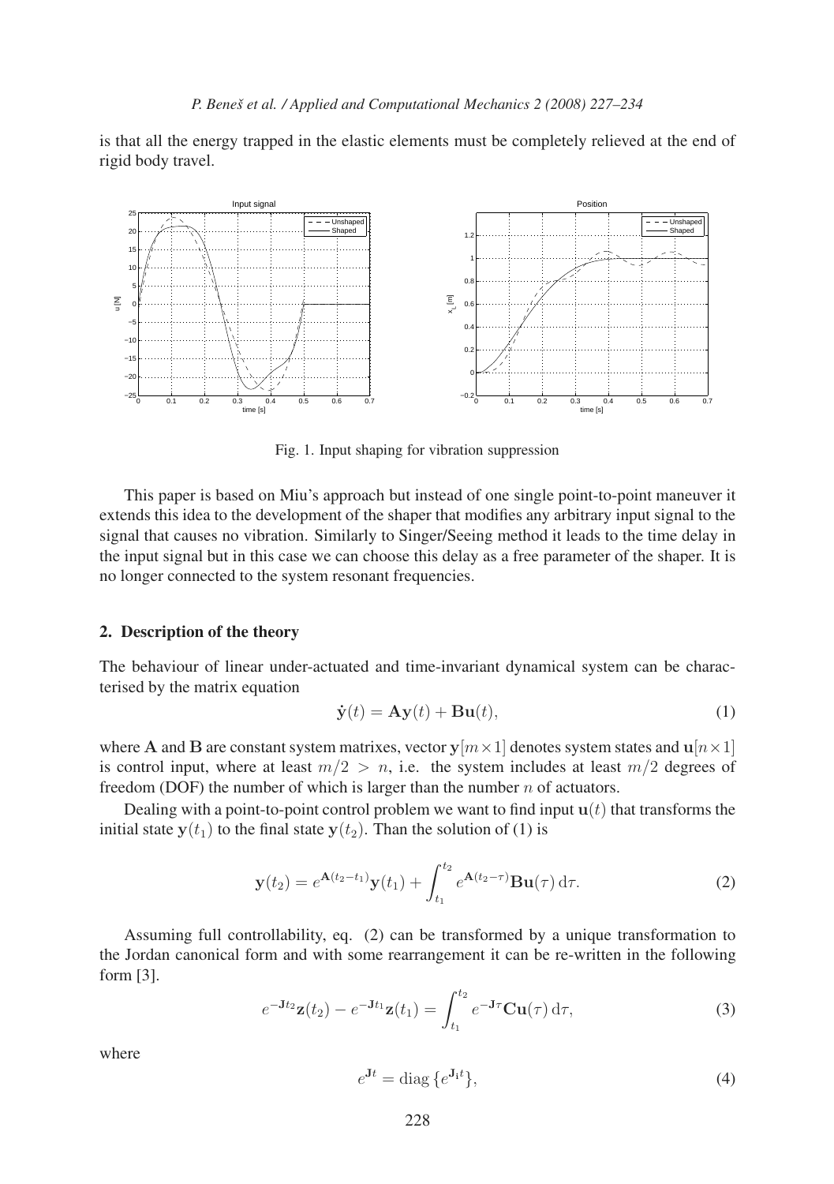is that all the energy trapped in the elastic elements must be completely relieved at the end of rigid body travel.

Fig. 1. Input shaping for vibration suppression

This paper is based on Miu's approach but instead of one single point-to-point maneuver it extends this idea to the development of the shaper that modifies any arbitrary input signal to the signal that causes no vibration. Similarly to Singer/Seeing method it leads to the time delay in the input signal but in this case we can choose this delay as a free parameter of the shaper. It is no longer connected to the system resonant frequencies.

## 2. Description of the theory

The behaviour of linear under-actuated and time-invariant dynamical system can be characterised by the matrix equation

$$\dot{\mathbf{y}}(t) = \mathbf{A}\mathbf{y}(t) + \mathbf{B}\mathbf{u}(t), \tag{1}$$

where $\mathbf{A}$ and $\mathbf{B}$ are constant system matrixes, vector $\mathbf{y}[m \times 1]$ denotes system states and $\mathbf{u}[n \times 1]$ is control input, where at least $m/2 > n$, i.e. the system includes at least $m/2$ degrees of freedom (DOF) the number of which is larger than the number $n$ of actuators.

Dealing with a point-to-point control problem we want to find input $\mathbf{u}(t)$ that transforms the initial state $\mathbf{y}(t_1)$ to the final state $\mathbf{y}(t_2)$. Than the solution of (1) is

$$\mathbf{y}(t_2) = e^{\mathbf{A}(t_2 - t_1)}\mathbf{y}(t_1) + \int_{t_1}^{t_2} e^{\mathbf{A}(t_2 - \tau)}\mathbf{B}\mathbf{u}(\tau)\,\mathrm{d}\tau. \tag{2}$$

Assuming full controllability, eq. (2) can be transformed by a unique transformation to the Jordan canonical form and with some rearrangement it can be re-written in the following form [3].

$$e^{-\mathbf{J}t_2}\mathbf{z}(t_2) - e^{-\mathbf{J}t_1}\mathbf{z}(t_1) = \int_{t_1}^{t_2} e^{-\mathbf{J}\tau}\mathbf{C}\mathbf{u}(\tau)\,\mathrm{d}\tau, \tag{3}$$

where

$$e^{\mathbf{J}t} = \mathrm{diag}\,\{e^{\mathbf{J}_i t}\}, \tag{4}$$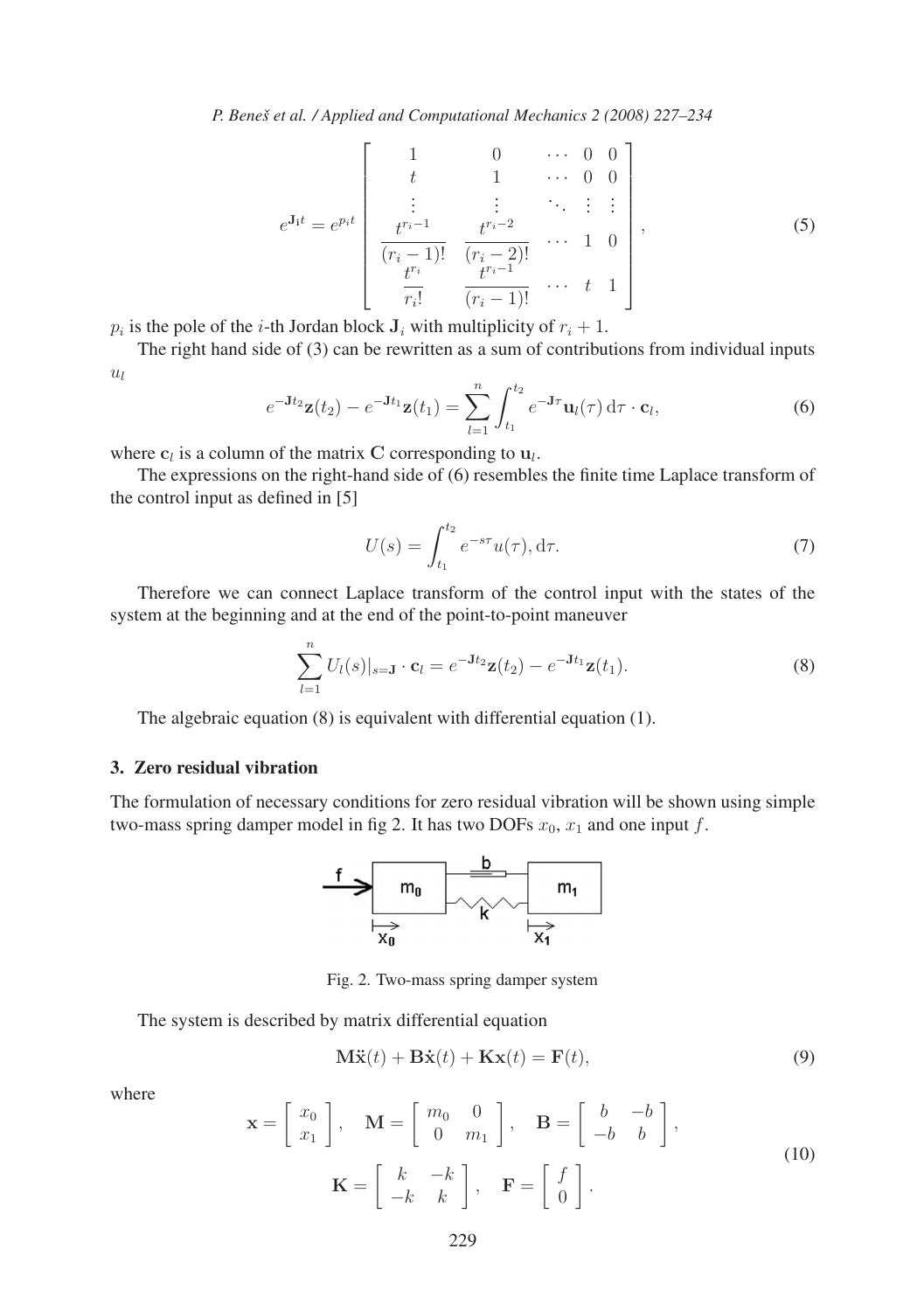$$
e^{\mathbf{J_i}t} = e^{p_i t} \begin{bmatrix} 1 & 0 & \cdots & 0 & 0 \\ t & 1 & \cdots & 0 & 0 \\ \vdots & \vdots & \ddots & \vdots & \vdots \\ \dfrac{t^{r_i-1}}{(r_i-1)!} & \dfrac{t^{r_i-2}}{(r_i-2)!} & \cdots & 1 & 0 \\ \dfrac{t^{r_i}}{r_i!} & \dfrac{t^{r_i-1}}{(r_i-1)!} & \cdots & t & 1 \end{bmatrix}, \tag{5}
$$

$p_i$ is the pole of the $i$-th Jordan block $\mathbf{J}_i$ with multiplicity of $r_i + 1$.

The right hand side of (3) can be rewritten as a sum of contributions from individual inputs $u_l$

$$
e^{-\mathbf{J}t_2}\mathbf{z}(t_2) - e^{-\mathbf{J}t_1}\mathbf{z}(t_1) = \sum_{l=1}^{n} \int_{t_1}^{t_2} e^{-\mathbf{J}\tau}\mathbf{u}_l(\tau)\,\mathrm{d}\tau \cdot \mathbf{c}_l, \tag{6}
$$

where $\mathbf{c}_l$ is a column of the matrix $\mathbf{C}$ corresponding to $\mathbf{u}_l$.

The expressions on the right-hand side of (6) resembles the finite time Laplace transform of the control input as defined in [5]

$$
U(s) = \int_{t_1}^{t_2} e^{-s\tau}u(\tau), \mathrm{d}\tau. \tag{7}
$$

Therefore we can connect Laplace transform of the control input with the states of the system at the beginning and at the end of the point-to-point maneuver

$$
\sum_{l=1}^{n} U_l(s)|_{s=\mathbf{J}} \cdot \mathbf{c}_l = e^{-\mathbf{J}t_2}\mathbf{z}(t_2) - e^{-\mathbf{J}t_1}\mathbf{z}(t_1). \tag{8}
$$

The algebraic equation (8) is equivalent with differential equation (1).

## 3. Zero residual vibration

The formulation of necessary conditions for zero residual vibration will be shown using simple two-mass spring damper model in fig 2. It has two DOFs $x_0$, $x_1$ and one input $f$.

Fig. 2. Two-mass spring damper system

The system is described by matrix differential equation

$$
\mathbf{M}\ddot{\mathbf{x}}(t) + \mathbf{B}\dot{\mathbf{x}}(t) + \mathbf{K}\mathbf{x}(t) = \mathbf{F}(t), \tag{9}
$$

where

$$
\mathbf{x} = \begin{bmatrix} x_0 \\ x_1 \end{bmatrix}, \quad \mathbf{M} = \begin{bmatrix} m_0 & 0 \\ 0 & m_1 \end{bmatrix}, \quad \mathbf{B} = \begin{bmatrix} b & -b \\ -b & b \end{bmatrix},
$$

$$
\mathbf{K} = \begin{bmatrix} k & -k \\ -k & k \end{bmatrix}, \quad \mathbf{F} = \begin{bmatrix} f \\ 0 \end{bmatrix}. \tag{10}
$$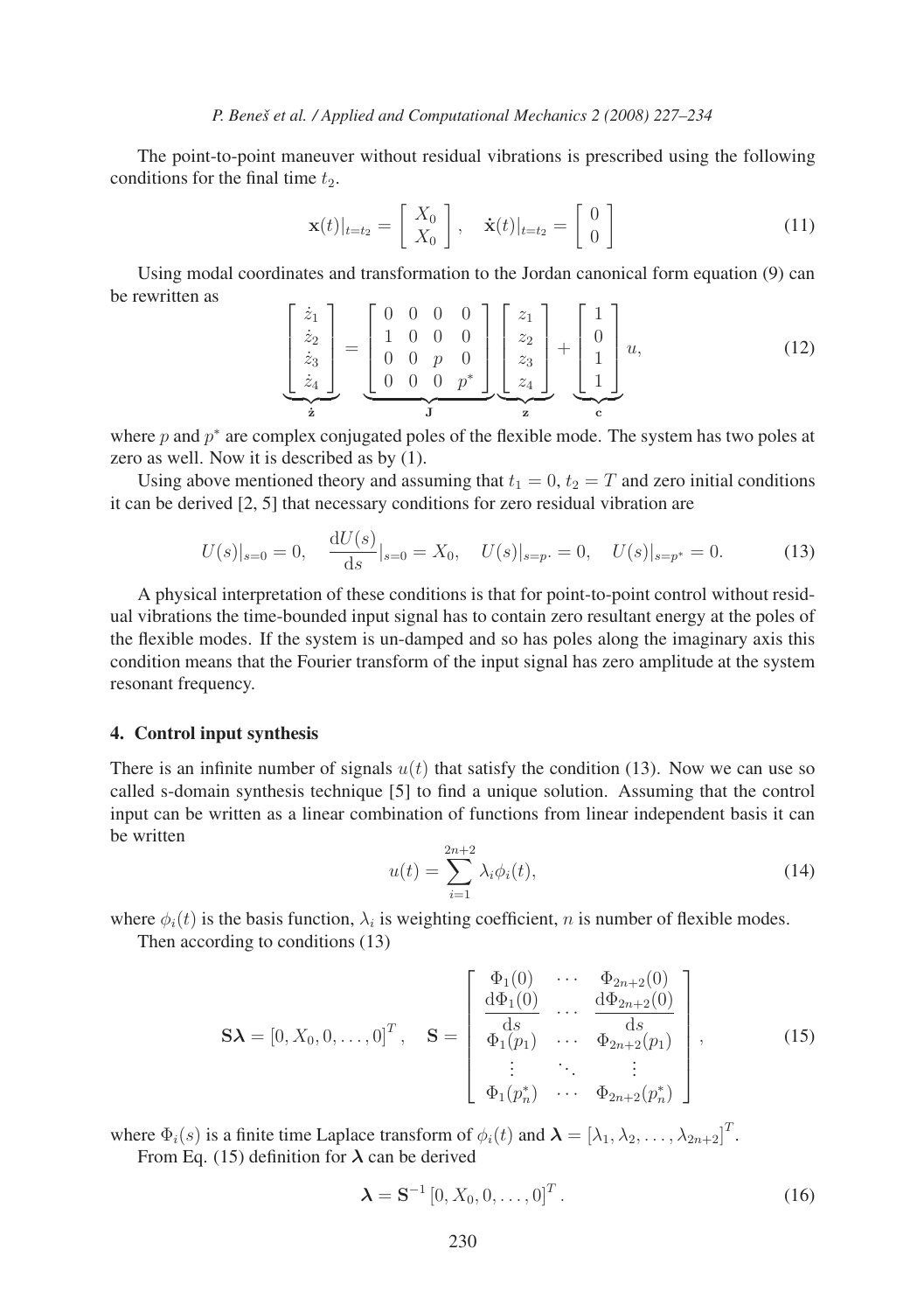The point-to-point maneuver without residual vibrations is prescribed using the following conditions for the final time $t_2$.

$$\mathbf{x}(t)|_{t=t_2} = \begin{bmatrix} X_0 \\ X_0 \end{bmatrix}, \quad \dot{\mathbf{x}}(t)|_{t=t_2} = \begin{bmatrix} 0 \\ 0 \end{bmatrix} \tag{11}$$

Using modal coordinates and transformation to the Jordan canonical form equation (9) can be rewritten as

$$\underbrace{\begin{bmatrix} \dot{z}_1 \\ \dot{z}_2 \\ \dot{z}_3 \\ \dot{z}_4 \end{bmatrix}}_{\dot{\mathbf{z}}} = \underbrace{\begin{bmatrix} 0 & 0 & 0 & 0 \\ 1 & 0 & 0 & 0 \\ 0 & 0 & p & 0 \\ 0 & 0 & 0 & p^* \end{bmatrix}}_{\mathbf{J}} \underbrace{\begin{bmatrix} z_1 \\ z_2 \\ z_3 \\ z_4 \end{bmatrix}}_{\mathbf{z}} + \underbrace{\begin{bmatrix} 1 \\ 0 \\ 1 \\ 1 \end{bmatrix}}_{\mathbf{c}} u, \tag{12}$$

where $p$ and $p^*$ are complex conjugated poles of the flexible mode. The system has two poles at zero as well. Now it is described as by (1).

Using above mentioned theory and assuming that $t_1 = 0$, $t_2 = T$ and zero initial conditions it can be derived [2, 5] that necessary conditions for zero residual vibration are

$$U(s)|_{s=0} = 0, \quad \frac{\mathrm{d}U(s)}{\mathrm{d}s}|_{s=0} = X_0, \quad U(s)|_{s=p\cdot} = 0, \quad U(s)|_{s=p^*} = 0. \tag{13}$$

A physical interpretation of these conditions is that for point-to-point control without residual vibrations the time-bounded input signal has to contain zero resultant energy at the poles of the flexible modes. If the system is un-damped and so has poles along the imaginary axis this condition means that the Fourier transform of the input signal has zero amplitude at the system resonant frequency.

## 4. Control input synthesis

There is an infinite number of signals $u(t)$ that satisfy the condition (13). Now we can use so called s-domain synthesis technique [5] to find a unique solution. Assuming that the control input can be written as a linear combination of functions from linear independent basis it can be written

$$u(t) = \sum_{i=1}^{2n+2} \lambda_i \phi_i(t), \tag{14}$$

where $\phi_i(t)$ is the basis function, $\lambda_i$ is weighting coefficient, $n$ is number of flexible modes.

Then according to conditions (13)

$$\mathbf{S}\boldsymbol{\lambda} = [0, X_0, 0, \ldots, 0]^T, \quad \mathbf{S} = \begin{bmatrix} \Phi_1(0) & \cdots & \Phi_{2n+2}(0) \\ \dfrac{\mathrm{d}\Phi_1(0)}{\mathrm{d}s} & \cdots & \dfrac{\mathrm{d}\Phi_{2n+2}(0)}{\mathrm{d}s} \\ \Phi_1(p_1) & \cdots & \Phi_{2n+2}(p_1) \\ \vdots & \ddots & \vdots \\ \Phi_1(p_n^*) & \cdots & \Phi_{2n+2}(p_n^*) \end{bmatrix}, \tag{15}$$

where $\Phi_i(s)$ is a finite time Laplace transform of $\phi_i(t)$ and $\boldsymbol{\lambda} = [\lambda_1, \lambda_2, \ldots, \lambda_{2n+2}]^T$.

From Eq. (15) definition for $\boldsymbol{\lambda}$ can be derived

$$\boldsymbol{\lambda} = \mathbf{S}^{-1} [0, X_0, 0, \ldots, 0]^T. \tag{16}$$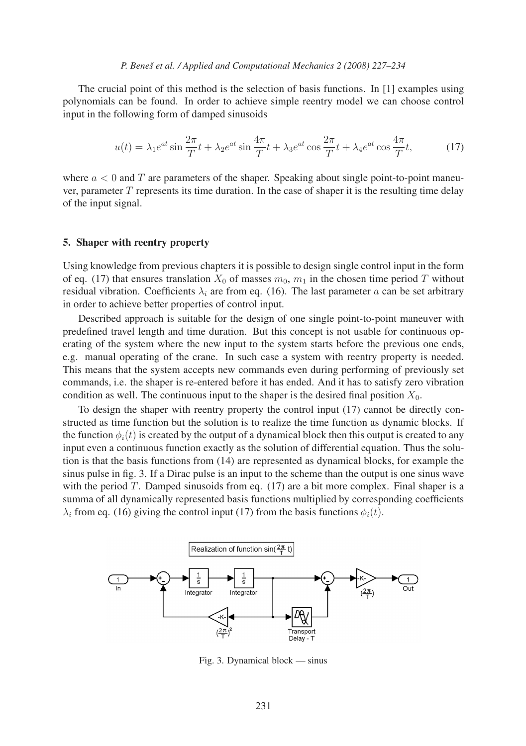The crucial point of this method is the selection of basis functions. In [1] examples using polynomials can be found. In order to achieve simple reentry model we can choose control input in the following form of damped sinusoids

$$u(t) = \lambda_1 e^{at} \sin \frac{2\pi}{T} t + \lambda_2 e^{at} \sin \frac{4\pi}{T} t + \lambda_3 e^{at} \cos \frac{2\pi}{T} t + \lambda_4 e^{at} \cos \frac{4\pi}{T} t, \tag{17}$$

where $a < 0$ and $T$ are parameters of the shaper. Speaking about single point-to-point maneuver, parameter $T$ represents its time duration. In the case of shaper it is the resulting time delay of the input signal.

## 5. Shaper with reentry property

Using knowledge from previous chapters it is possible to design single control input in the form of eq. (17) that ensures translation $X_0$ of masses $m_0$, $m_1$ in the chosen time period $T$ without residual vibration. Coefficients $\lambda_i$ are from eq. (16). The last parameter $a$ can be set arbitrary in order to achieve better properties of control input.

Described approach is suitable for the design of one single point-to-point maneuver with predefined travel length and time duration. But this concept is not usable for continuous operating of the system where the new input to the system starts before the previous one ends, e.g. manual operating of the crane. In such case a system with reentry property is needed. This means that the system accepts new commands even during performing of previously set commands, i.e. the shaper is re-entered before it has ended. And it has to satisfy zero vibration condition as well. The continuous input to the shaper is the desired final position $X_0$.

To design the shaper with reentry property the control input (17) cannot be directly constructed as time function but the solution is to realize the time function as dynamic blocks. If the function $\phi_i(t)$ is created by the output of a dynamical block then this output is created to any input even a continuous function exactly as the solution of differential equation. Thus the solution is that the basis functions from (14) are represented as dynamical blocks, for example the sinus pulse in fig. 3. If a Dirac pulse is an input to the scheme than the output is one sinus wave with the period $T$. Damped sinusoids from eq. (17) are a bit more complex. Final shaper is a summa of all dynamically represented basis functions multiplied by corresponding coefficients $\lambda_i$ from eq. (16) giving the control input (17) from the basis functions $\phi_i(t)$.

Fig. 3. Dynamical block — sinus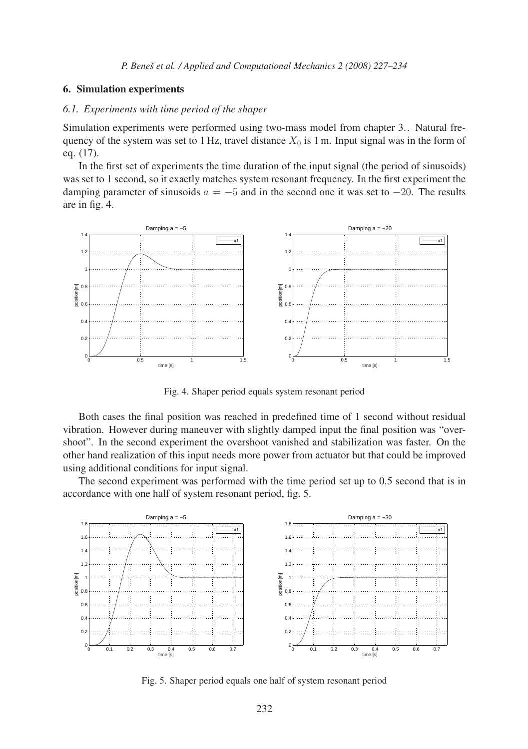## 6. Simulation experiments

### 6.1. Experiments with time period of the shaper

Simulation experiments were performed using two-mass model from chapter 3.. Natural frequency of the system was set to 1 Hz, travel distance $X_0$ is 1 m. Input signal was in the form of eq. (17).

In the first set of experiments the time duration of the input signal (the period of sinusoids) was set to 1 second, so it exactly matches system resonant frequency. In the first experiment the damping parameter of sinusoids $a = -5$ and in the second one it was set to $-20$. The results are in fig. 4.

Fig. 4. Shaper period equals system resonant period

Both cases the final position was reached in predefined time of 1 second without residual vibration. However during maneuver with slightly damped input the final position was "overshoot". In the second experiment the overshoot vanished and stabilization was faster. On the other hand realization of this input needs more power from actuator but that could be improved using additional conditions for input signal.

The second experiment was performed with the time period set up to 0.5 second that is in accordance with one half of system resonant period, fig. 5.

Fig. 5. Shaper period equals one half of system resonant period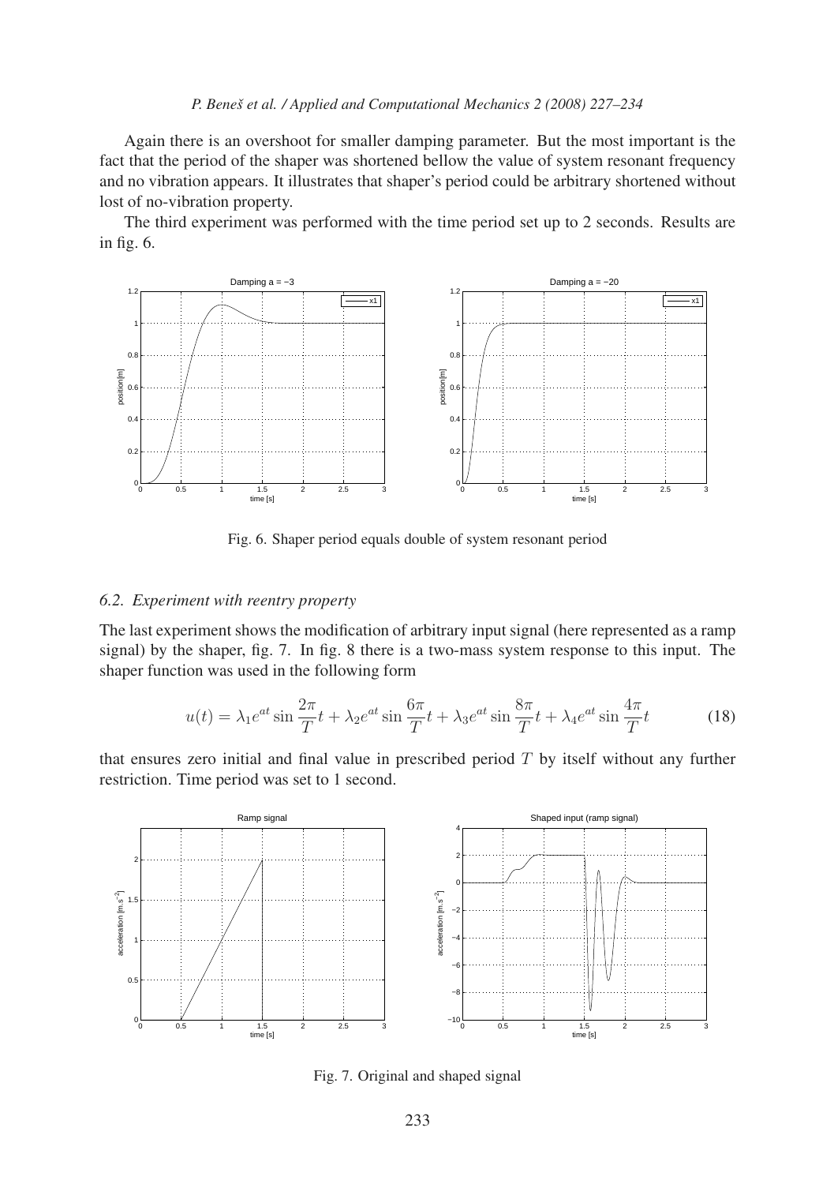Again there is an overshoot for smaller damping parameter. But the most important is the fact that the period of the shaper was shortened bellow the value of system resonant frequency and no vibration appears. It illustrates that shaper's period could be arbitrary shortened without lost of no-vibration property.

The third experiment was performed with the time period set up to 2 seconds. Results are in fig. 6.

Fig. 6. Shaper period equals double of system resonant period

### *6.2. Experiment with reentry property*

The last experiment shows the modification of arbitrary input signal (here represented as a ramp signal) by the shaper, fig. 7. In fig. 8 there is a two-mass system response to this input. The shaper function was used in the following form

$$u(t) = \lambda_1 e^{at} \sin \frac{2\pi}{T} t + \lambda_2 e^{at} \sin \frac{6\pi}{T} t + \lambda_3 e^{at} \sin \frac{8\pi}{T} t + \lambda_4 e^{at} \sin \frac{4\pi}{T} t \tag{18}$$

that ensures zero initial and final value in prescribed period $T$ by itself without any further restriction. Time period was set to 1 second.

Fig. 7. Original and shaped signal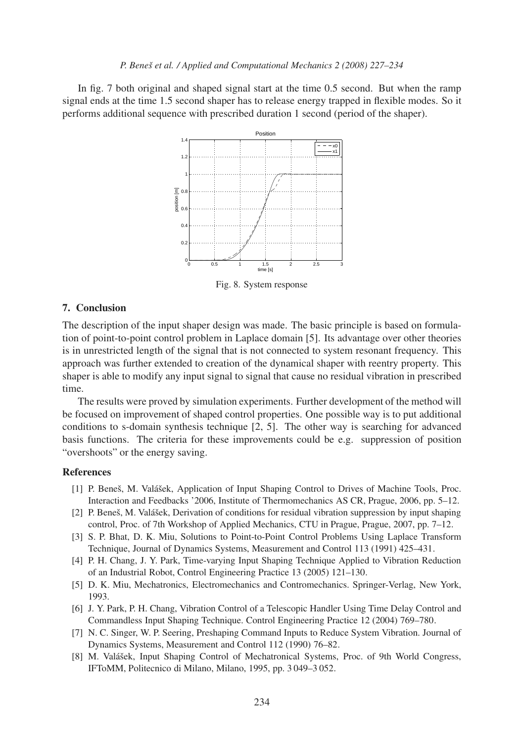In fig. 7 both original and shaped signal start at the time 0.5 second. But when the ramp signal ends at the time 1.5 second shaper has to release energy trapped in flexible modes. So it performs additional sequence with prescribed duration 1 second (period of the shaper).

Position

x0
x1

position [m]

1.4
1.2
1
0.8
0.6
0.4
0.2
0

0 0.5 1 1.5 2 2.5 3

time [s]

Fig. 8. System response

## 7. Conclusion

The description of the input shaper design was made. The basic principle is based on formulation of point-to-point control problem in Laplace domain [5]. Its advantage over other theories is in unrestricted length of the signal that is not connected to system resonant frequency. This approach was further extended to creation of the dynamical shaper with reentry property. This shaper is able to modify any input signal to signal that cause no residual vibration in prescribed time.

The results were proved by simulation experiments. Further development of the method will be focused on improvement of shaped control properties. One possible way is to put additional conditions to s-domain synthesis technique [2, 5]. The other way is searching for advanced basis functions. The criteria for these improvements could be e.g. suppression of position "overshoots" or the energy saving.

## References

[1] P. Beneš, M. Valášek, Application of Input Shaping Control to Drives of Machine Tools, Proc. Interaction and Feedbacks '2006, Institute of Thermomechanics AS CR, Prague, 2006, pp. 5–12.

[2] P. Beneš, M. Valášek, Derivation of conditions for residual vibration suppression by input shaping control, Proc. of 7th Workshop of Applied Mechanics, CTU in Prague, Prague, 2007, pp. 7–12.

[3] S. P. Bhat, D. K. Miu, Solutions to Point-to-Point Control Problems Using Laplace Transform Technique, Journal of Dynamics Systems, Measurement and Control 113 (1991) 425–431.

[4] P. H. Chang, J. Y. Park, Time-varying Input Shaping Technique Applied to Vibration Reduction of an Industrial Robot, Control Engineering Practice 13 (2005) 121–130.

[5] D. K. Miu, Mechatronics, Electromechanics and Contromechanics. Springer-Verlag, New York, 1993.

[6] J. Y. Park, P. H. Chang, Vibration Control of a Telescopic Handler Using Time Delay Control and Commandless Input Shaping Technique. Control Engineering Practice 12 (2004) 769–780.

[7] N. C. Singer, W. P. Seering, Preshaping Command Inputs to Reduce System Vibration. Journal of Dynamics Systems, Measurement and Control 112 (1990) 76–82.

[8] M. Valášek, Input Shaping Control of Mechatronical Systems, Proc. of 9th World Congress, IFToMM, Politecnico di Milano, Milano, 1995, pp. 3 049–3 052.